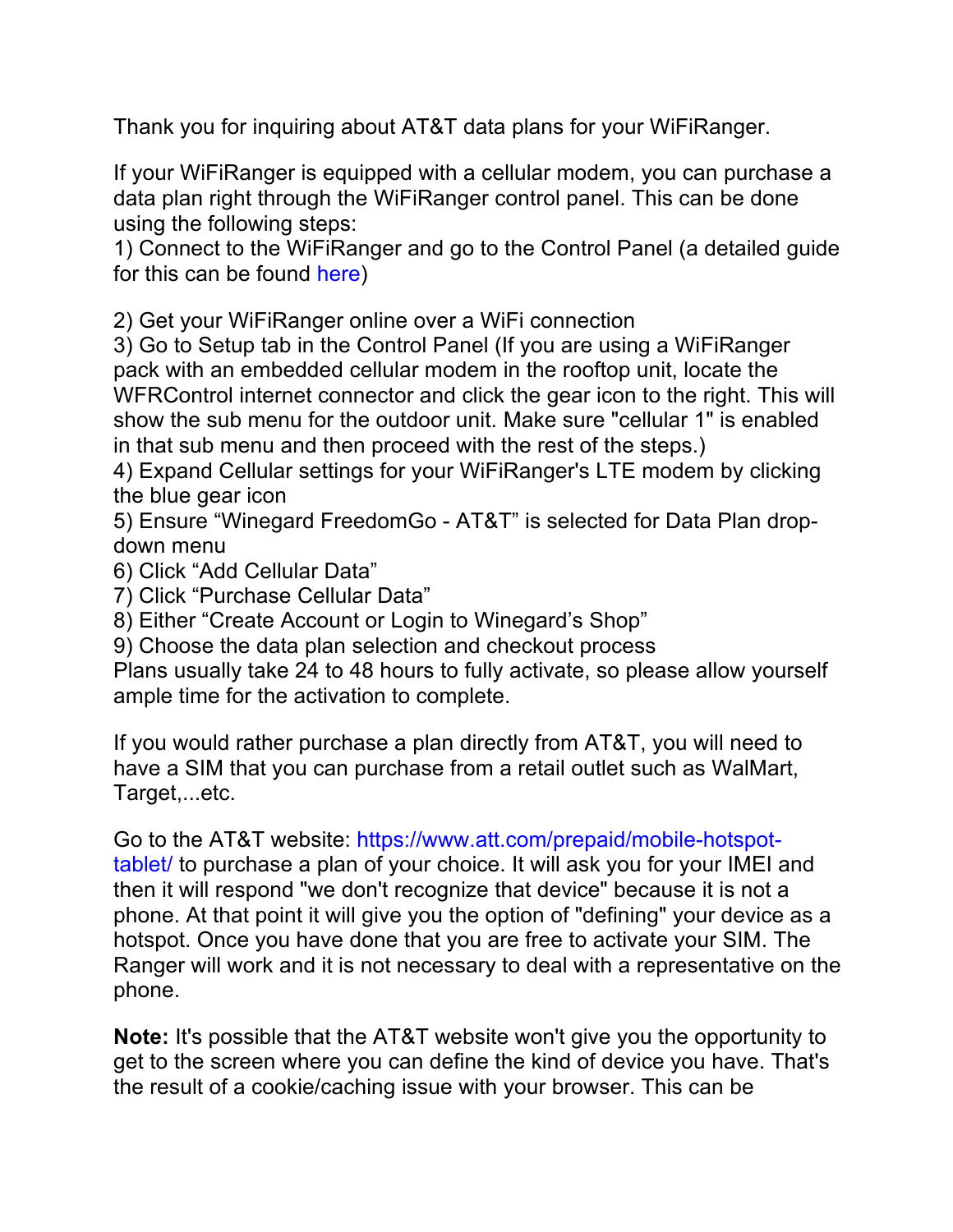Thank you for inquiring about AT&T data plans for your WiFiRanger.

If your WiFiRanger is equipped with a cellular modem, you can purchase a data plan right through the WiFiRanger control panel. This can be done using the following steps:

1) Connect to the WiFiRanger and go to the Control Panel (a detailed guide for this can be found [here](here))

2) Get your WiFiRanger online over a WiFi connection
3) Go to Setup tab in the Control Panel (If you are using a WiFiRanger pack with an embedded cellular modem in the rooftop unit, locate the WFRControl internet connector and click the gear icon to the right. This will show the sub menu for the outdoor unit. Make sure "cellular 1" is enabled in that sub menu and then proceed with the rest of the steps.)
4) Expand Cellular settings for your WiFiRanger's LTE modem by clicking the blue gear icon
5) Ensure "Winegard FreedomGo - AT&T" is selected for Data Plan drop-down menu
6) Click "Add Cellular Data"
7) Click "Purchase Cellular Data"
8) Either "Create Account or Login to Winegard's Shop"
9) Choose the data plan selection and checkout process

Plans usually take 24 to 48 hours to fully activate, so please allow yourself ample time for the activation to complete.

If you would rather purchase a plan directly from AT&T, you will need to have a SIM that you can purchase from a retail outlet such as WalMart, Target,...etc.

Go to the AT&T website: [https://www.att.com/prepaid/mobile-hotspot-tablet/](https://www.att.com/prepaid/mobile-hotspot-tablet/) to purchase a plan of your choice. It will ask you for your IMEI and then it will respond "we don't recognize that device" because it is not a phone. At that point it will give you the option of "defining" your device as a hotspot. Once you have done that you are free to activate your SIM. The Ranger will work and it is not necessary to deal with a representative on the phone.

**Note:** It's possible that the AT&T website won't give you the opportunity to get to the screen where you can define the kind of device you have. That's the result of a cookie/caching issue with your browser. This can be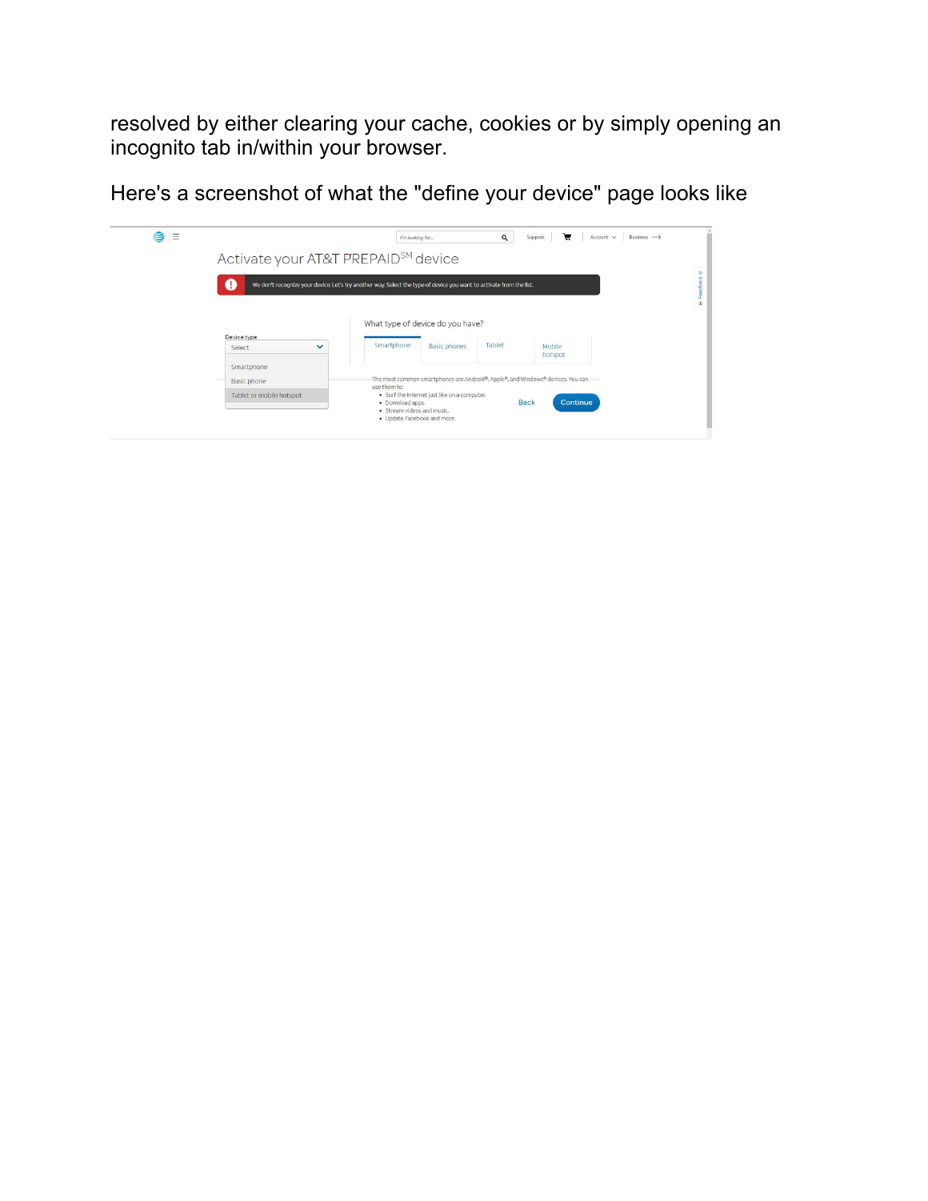resolved by either clearing your cache, cookies or by simply opening an incognito tab in/within your browser.

Here's a screenshot of what the "define your device" page looks like